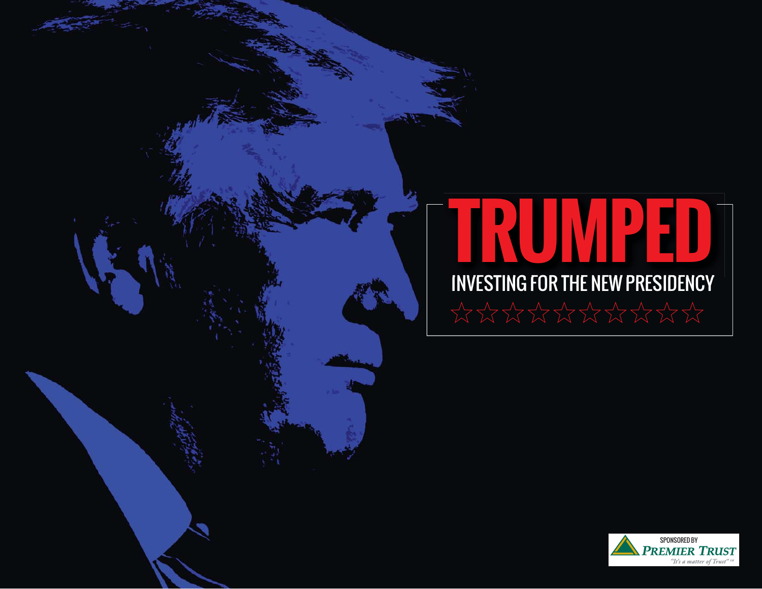# TRUMPED

## INVESTING FOR THE NEW PRESIDENCY

☆☆☆☆☆☆☆☆☆☆

SPONSORED BY
PREMIER TRUST
"It's a matter of Trust"℠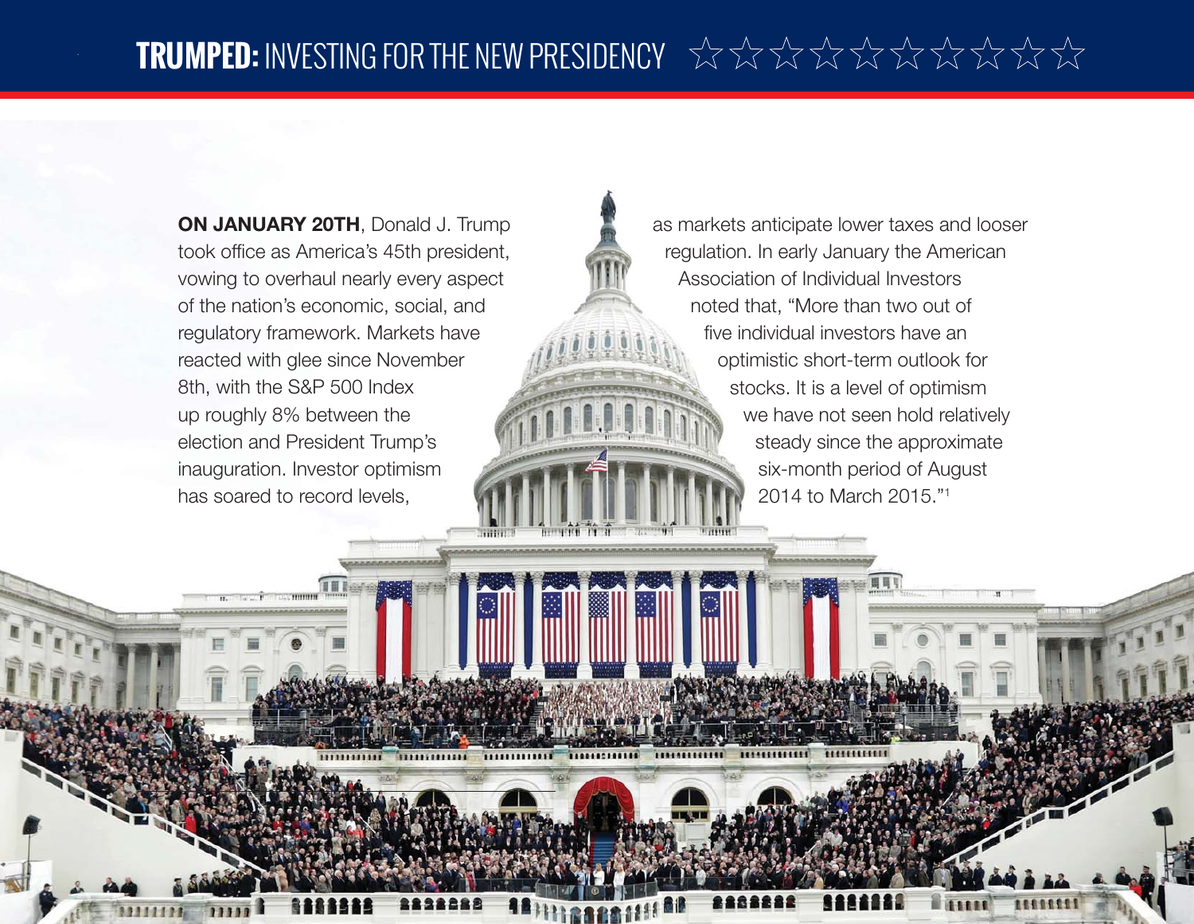# TRUMPED: INVESTING FOR THE NEW PRESIDENCY

**ON JANUARY 20TH**, Donald J. Trump took office as America's 45th president, vowing to overhaul nearly every aspect of the nation's economic, social, and regulatory framework. Markets have reacted with glee since November 8th, with the S&P 500 Index up roughly 8% between the election and President Trump's inauguration. Investor optimism has soared to record levels, as markets anticipate lower taxes and looser regulation. In early January the American Association of Individual Investors noted that, "More than two out of five individual investors have an optimistic short-term outlook for stocks. It is a level of optimism we have not seen hold relatively steady since the approximate six-month period of August 2014 to March 2015."[1]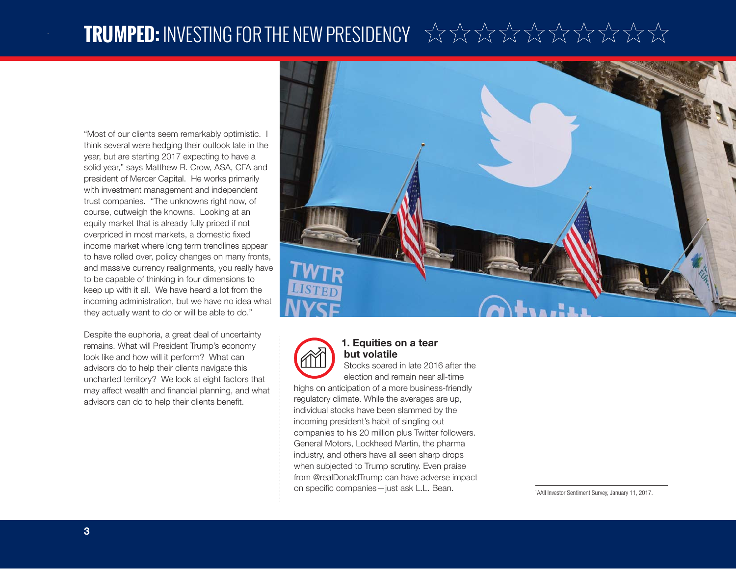"Most of our clients seem remarkably optimistic. I think several were hedging their outlook late in the year, but are starting 2017 expecting to have a solid year," says Matthew R. Crow, ASA, CFA and president of Mercer Capital. He works primarily with investment management and independent trust companies. "The unknowns right now, of course, outweigh the knowns. Looking at an equity market that is already fully priced if not overpriced in most markets, a domestic fixed income market where long term trendlines appear to have rolled over, policy changes on many fronts, and massive currency realignments, you really have to be capable of thinking in four dimensions to keep up with it all. We have heard a lot from the incoming administration, but we have no idea what they actually want to do or will be able to do."

Despite the euphoria, a great deal of uncertainty remains. What will President Trump's economy look like and how will it perform? What can advisors do to help their clients navigate this uncharted territory? We look at eight factors that may affect wealth and financial planning, and what advisors can do to help their clients benefit.

### 1. Equities on a tear but volatile

Stocks soared in late 2016 after the election and remain near all-time highs on anticipation of a more business-friendly regulatory climate. While the averages are up, individual stocks have been slammed by the incoming president's habit of singling out companies to his 20 million plus Twitter followers. General Motors, Lockheed Martin, the pharma industry, and others have all seen sharp drops when subjected to Trump scrutiny. Even praise from @realDonaldTrump can have adverse impact on specific companies—just ask L.L. Bean.

[1] AAII Investor Sentiment Survey, January 11, 2017.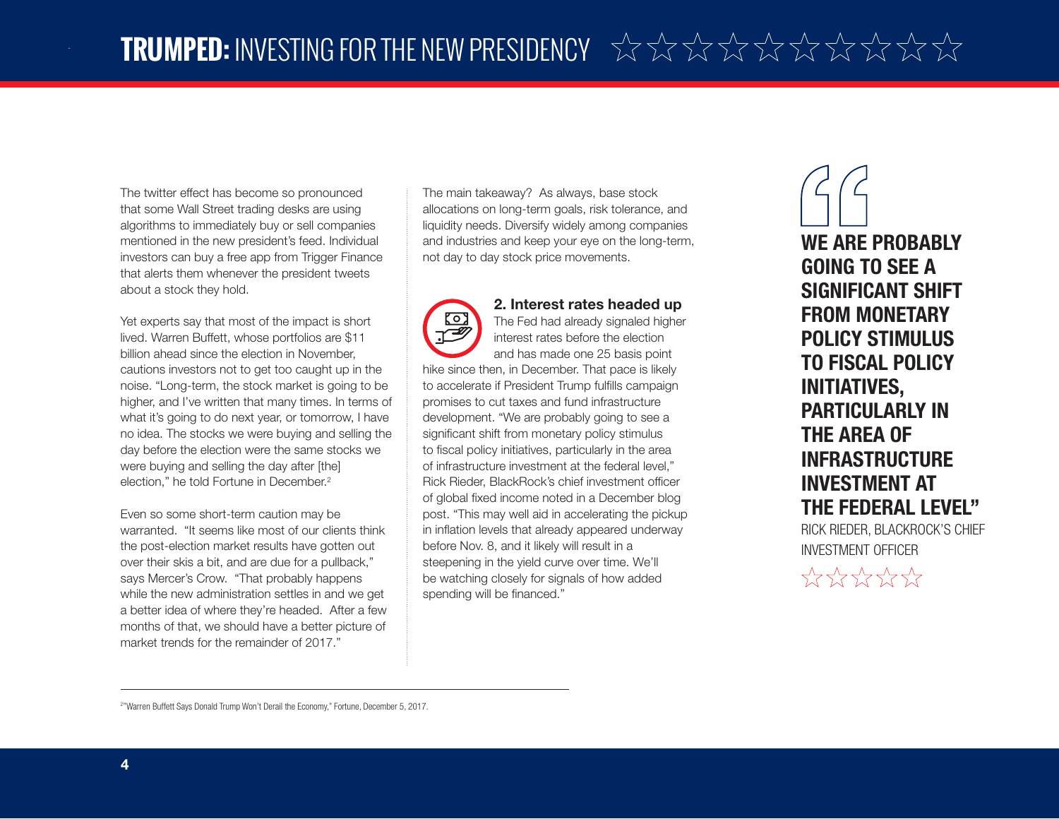The twitter effect has become so pronounced that some Wall Street trading desks are using algorithms to immediately buy or sell companies mentioned in the new president's feed. Individual investors can buy a free app from Trigger Finance that alerts them whenever the president tweets about a stock they hold.

Yet experts say that most of the impact is short lived. Warren Buffett, whose portfolios are $11 billion ahead since the election in November, cautions investors not to get too caught up in the noise. "Long-term, the stock market is going to be higher, and I've written that many times. In terms of what it's going to do next year, or tomorrow, I have no idea. The stocks we were buying and selling the day before the election were the same stocks we were buying and selling the day after [the] election," he told Fortune in December.[2]

Even so some short-term caution may be warranted. "It seems like most of our clients think the post-election market results have gotten out over their skis a bit, and are due for a pullback," says Mercer's Crow. "That probably happens while the new administration settles in and we get a better idea of where they're headed. After a few months of that, we should have a better picture of market trends for the remainder of 2017."

The main takeaway? As always, base stock allocations on long-term goals, risk tolerance, and liquidity needs. Diversify widely among companies and industries and keep your eye on the long-term, not day to day stock price movements.

### 2. Interest rates headed up

The Fed had already signaled higher interest rates before the election and has made one 25 basis point hike since then, in December. That pace is likely to accelerate if President Trump fulfills campaign promises to cut taxes and fund infrastructure development. "We are probably going to see a significant shift from monetary policy stimulus to fiscal policy initiatives, particularly in the area of infrastructure investment at the federal level," Rick Rieder, BlackRock's chief investment officer of global fixed income noted in a December blog post. "This may well aid in accelerating the pickup in inflation levels that already appeared underway before Nov. 8, and it likely will result in a steepening in the yield curve over time. We'll be watching closely for signals of how added spending will be financed."

> **WE ARE PROBABLY GOING TO SEE A SIGNIFICANT SHIFT FROM MONETARY POLICY STIMULUS TO FISCAL POLICY INITIATIVES, PARTICULARLY IN THE AREA OF INFRASTRUCTURE INVESTMENT AT THE FEDERAL LEVEL"**
>
> RICK RIEDER, BLACKROCK'S CHIEF INVESTMENT OFFICER

---

[2] "Warren Buffett Says Donald Trump Won't Derail the Economy," Fortune, December 5, 2017.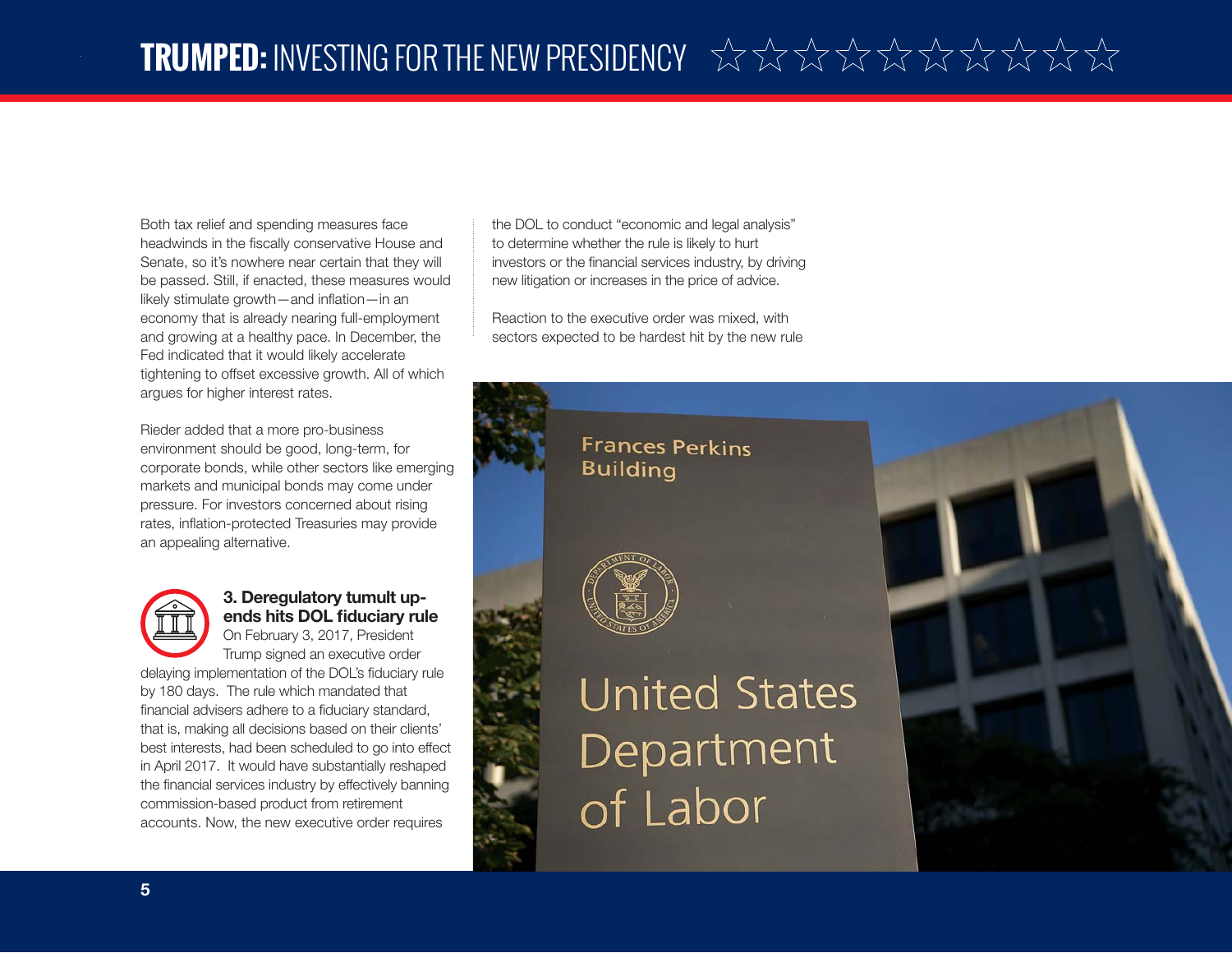Both tax relief and spending measures face headwinds in the fiscally conservative House and Senate, so it's nowhere near certain that they will be passed. Still, if enacted, these measures would likely stimulate growth—and inflation—in an economy that is already nearing full-employment and growing at a healthy pace. In December, the Fed indicated that it would likely accelerate tightening to offset excessive growth. All of which argues for higher interest rates.

Rieder added that a more pro-business environment should be good, long-term, for corporate bonds, while other sectors like emerging markets and municipal bonds may come under pressure. For investors concerned about rising rates, inflation-protected Treasuries may provide an appealing alternative.

### 3. Deregulatory tumult up-ends hits DOL fiduciary rule

On February 3, 2017, President Trump signed an executive order delaying implementation of the DOL's fiduciary rule by 180 days. The rule which mandated that financial advisers adhere to a fiduciary standard, that is, making all decisions based on their clients' best interests, had been scheduled to go into effect in April 2017. It would have substantially reshaped the financial services industry by effectively banning commission-based product from retirement accounts. Now, the new executive order requires the DOL to conduct "economic and legal analysis" to determine whether the rule is likely to hurt investors or the financial services industry, by driving new litigation or increases in the price of advice.

Reaction to the executive order was mixed, with sectors expected to be hardest hit by the new rule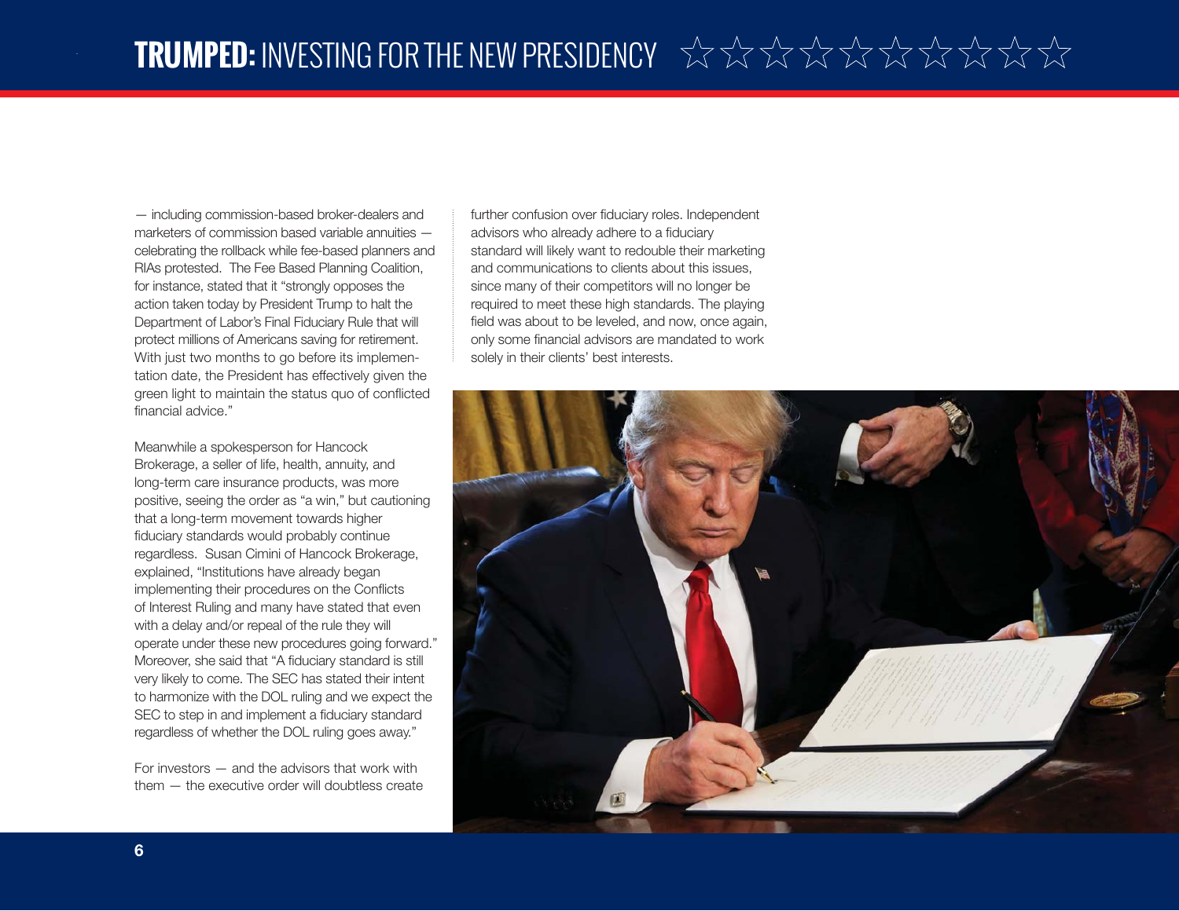— including commission-based broker-dealers and marketers of commission based variable annuities — celebrating the rollback while fee-based planners and RIAs protested. The Fee Based Planning Coalition, for instance, stated that it "strongly opposes the action taken today by President Trump to halt the Department of Labor's Final Fiduciary Rule that will protect millions of Americans saving for retirement. With just two months to go before its implementation date, the President has effectively given the green light to maintain the status quo of conflicted financial advice."

Meanwhile a spokesperson for Hancock Brokerage, a seller of life, health, annuity, and long-term care insurance products, was more positive, seeing the order as "a win," but cautioning that a long-term movement towards higher fiduciary standards would probably continue regardless. Susan Cimini of Hancock Brokerage, explained, "Institutions have already began implementing their procedures on the Conflicts of Interest Ruling and many have stated that even with a delay and/or repeal of the rule they will operate under these new procedures going forward." Moreover, she said that "A fiduciary standard is still very likely to come. The SEC has stated their intent to harmonize with the DOL ruling and we expect the SEC to step in and implement a fiduciary standard regardless of whether the DOL ruling goes away."

For investors — and the advisors that work with them — the executive order will doubtless create further confusion over fiduciary roles. Independent advisors who already adhere to a fiduciary standard will likely want to redouble their marketing and communications to clients about this issues, since many of their competitors will no longer be required to meet these high standards. The playing field was about to be leveled, and now, once again, only some financial advisors are mandated to work solely in their clients' best interests.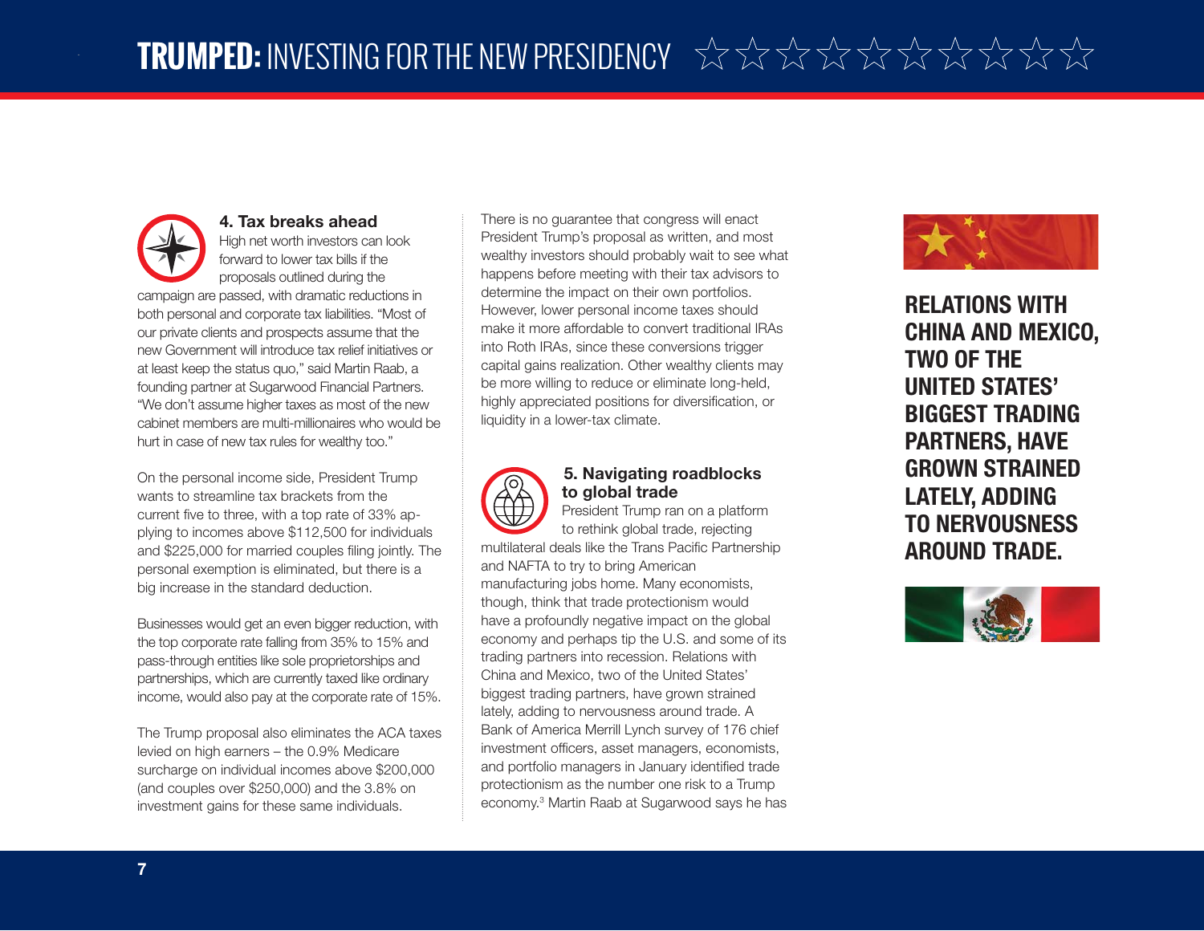### 4. Tax breaks ahead

High net worth investors can look forward to lower tax bills if the proposals outlined during the campaign are passed, with dramatic reductions in both personal and corporate tax liabilities. "Most of our private clients and prospects assume that the new Government will introduce tax relief initiatives or at least keep the status quo," said Martin Raab, a founding partner at Sugarwood Financial Partners. "We don't assume higher taxes as most of the new cabinet members are multi-millionaires who would be hurt in case of new tax rules for wealthy too."

On the personal income side, President Trump wants to streamline tax brackets from the current five to three, with a top rate of 33% applying to incomes above $112,500 for individuals and $225,000 for married couples filing jointly. The personal exemption is eliminated, but there is a big increase in the standard deduction.

Businesses would get an even bigger reduction, with the top corporate rate falling from 35% to 15% and pass-through entities like sole proprietorships and partnerships, which are currently taxed like ordinary income, would also pay at the corporate rate of 15%.

The Trump proposal also eliminates the ACA taxes levied on high earners – the 0.9% Medicare surcharge on individual incomes above $200,000 (and couples over $250,000) and the 3.8% on investment gains for these same individuals.

There is no guarantee that congress will enact President Trump's proposal as written, and most wealthy investors should probably wait to see what happens before meeting with their tax advisors to determine the impact on their own portfolios. However, lower personal income taxes should make it more affordable to convert traditional IRAs into Roth IRAs, since these conversions trigger capital gains realization. Other wealthy clients may be more willing to reduce or eliminate long-held, highly appreciated positions for diversification, or liquidity in a lower-tax climate.

### 5. Navigating roadblocks to global trade

President Trump ran on a platform to rethink global trade, rejecting multilateral deals like the Trans Pacific Partnership and NAFTA to try to bring American manufacturing jobs home. Many economists, though, think that trade protectionism would have a profoundly negative impact on the global economy and perhaps tip the U.S. and some of its trading partners into recession. Relations with China and Mexico, two of the United States' biggest trading partners, have grown strained lately, adding to nervousness around trade. A Bank of America Merrill Lynch survey of 176 chief investment officers, asset managers, economists, and portfolio managers in January identified trade protectionism as the number one risk to a Trump economy.[3] Martin Raab at Sugarwood says he has

**RELATIONS WITH CHINA AND MEXICO, TWO OF THE UNITED STATES' BIGGEST TRADING PARTNERS, HAVE GROWN STRAINED LATELY, ADDING TO NERVOUSNESS AROUND TRADE.**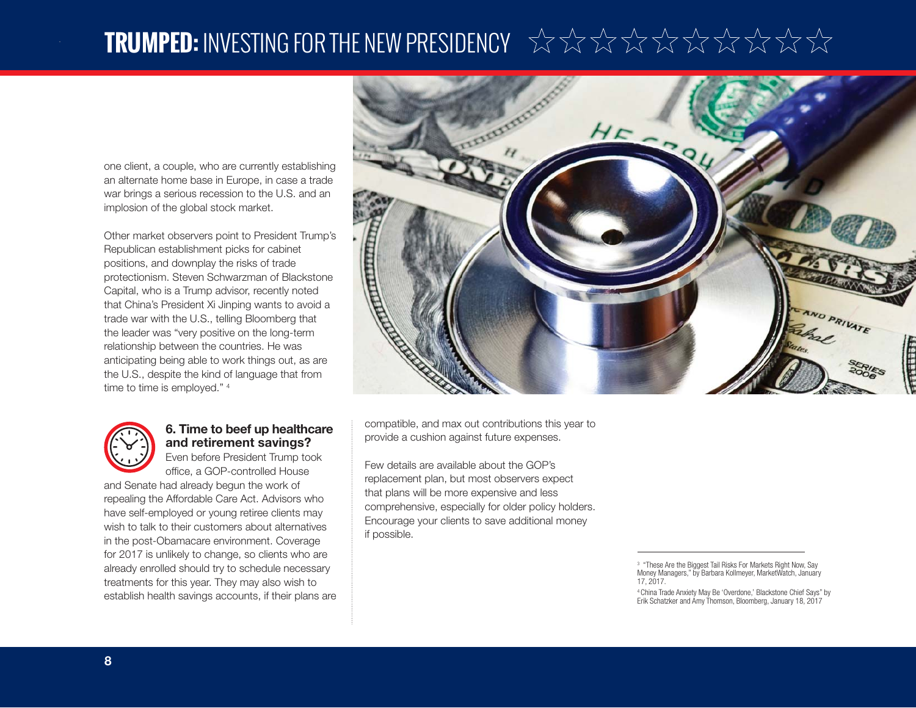one client, a couple, who are currently establishing an alternate home base in Europe, in case a trade war brings a serious recession to the U.S. and an implosion of the global stock market.

Other market observers point to President Trump's Republican establishment picks for cabinet positions, and downplay the risks of trade protectionism. Steven Schwarzman of Blackstone Capital, who is a Trump advisor, recently noted that China's President Xi Jinping wants to avoid a trade war with the U.S., telling Bloomberg that the leader was "very positive on the long-term relationship between the countries. He was anticipating being able to work things out, as are the U.S., despite the kind of language that from time to time is employed." [4]

### 6. Time to beef up healthcare and retirement savings?

Even before President Trump took office, a GOP-controlled House and Senate had already begun the work of repealing the Affordable Care Act. Advisors who have self-employed or young retiree clients may wish to talk to their customers about alternatives in the post-Obamacare environment. Coverage for 2017 is unlikely to change, so clients who are already enrolled should try to schedule necessary treatments for this year. They may also wish to establish health savings accounts, if their plans are compatible, and max out contributions this year to provide a cushion against future expenses.

Few details are available about the GOP's replacement plan, but most observers expect that plans will be more expensive and less comprehensive, especially for older policy holders. Encourage your clients to save additional money if possible.

---

[3] "These Are the Biggest Tail Risks For Markets Right Now, Say Money Managers," by Barbara Kollmeyer, MarketWatch, January 17, 2017.

[4] China Trade Anxiety May Be 'Overdone,' Blackstone Chief Says" by Erik Schatzker and Amy Thomson, Bloomberg, January 18, 2017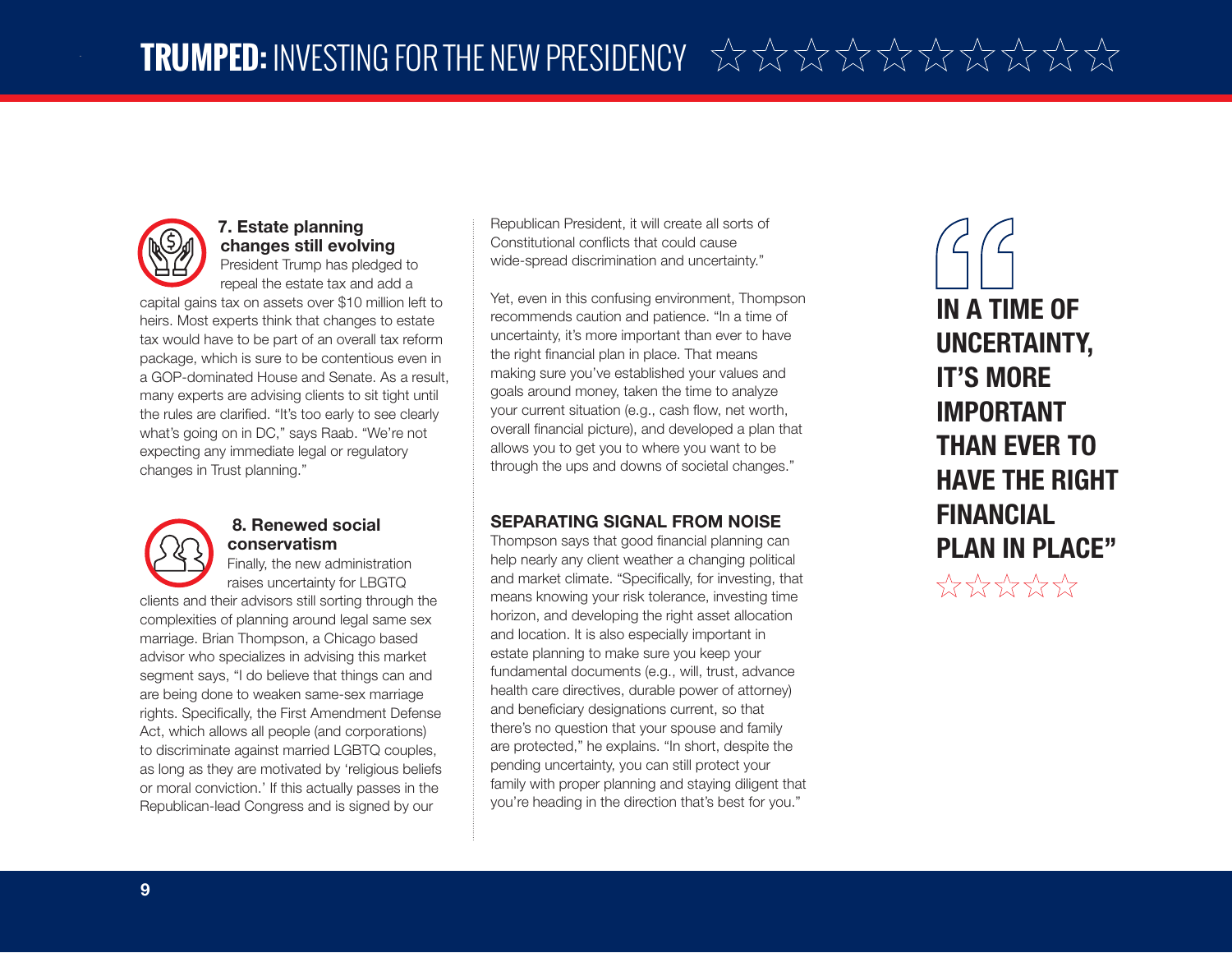### 7. Estate planning changes still evolving

President Trump has pledged to repeal the estate tax and add a capital gains tax on assets over $10 million left to heirs. Most experts think that changes to estate tax would have to be part of an overall tax reform package, which is sure to be contentious even in a GOP-dominated House and Senate. As a result, many experts are advising clients to sit tight until the rules are clarified. “It’s too early to see clearly what’s going on in DC,” says Raab. “We’re not expecting any immediate legal or regulatory changes in Trust planning.”

### 8. Renewed social conservatism

Finally, the new administration raises uncertainty for LBGTQ clients and their advisors still sorting through the complexities of planning around legal same sex marriage. Brian Thompson, a Chicago based advisor who specializes in advising this market segment says, “I do believe that things can and are being done to weaken same-sex marriage rights. Specifically, the First Amendment Defense Act, which allows all people (and corporations) to discriminate against married LGBTQ couples, as long as they are motivated by ‘religious beliefs or moral conviction.’ If this actually passes in the Republican-lead Congress and is signed by our Republican President, it will create all sorts of Constitutional conflicts that could cause wide-spread discrimination and uncertainty.”

Yet, even in this confusing environment, Thompson recommends caution and patience. “In a time of uncertainty, it’s more important than ever to have the right financial plan in place. That means making sure you’ve established your values and goals around money, taken the time to analyze your current situation (e.g., cash flow, net worth, overall financial picture), and developed a plan that allows you to get you to where you want to be through the ups and downs of societal changes.”

## SEPARATING SIGNAL FROM NOISE

Thompson says that good financial planning can help nearly any client weather a changing political and market climate. “Specifically, for investing, that means knowing your risk tolerance, investing time horizon, and developing the right asset allocation and location. It is also especially important in estate planning to make sure you keep your fundamental documents (e.g., will, trust, advance health care directives, durable power of attorney) and beneficiary designations current, so that there’s no question that your spouse and family are protected,” he explains. “In short, despite the pending uncertainty, you can still protect your family with proper planning and staying diligent that you’re heading in the direction that’s best for you.”

> **“IN A TIME OF UNCERTAINTY, IT’S MORE IMPORTANT THAN EVER TO HAVE THE RIGHT FINANCIAL PLAN IN PLACE”**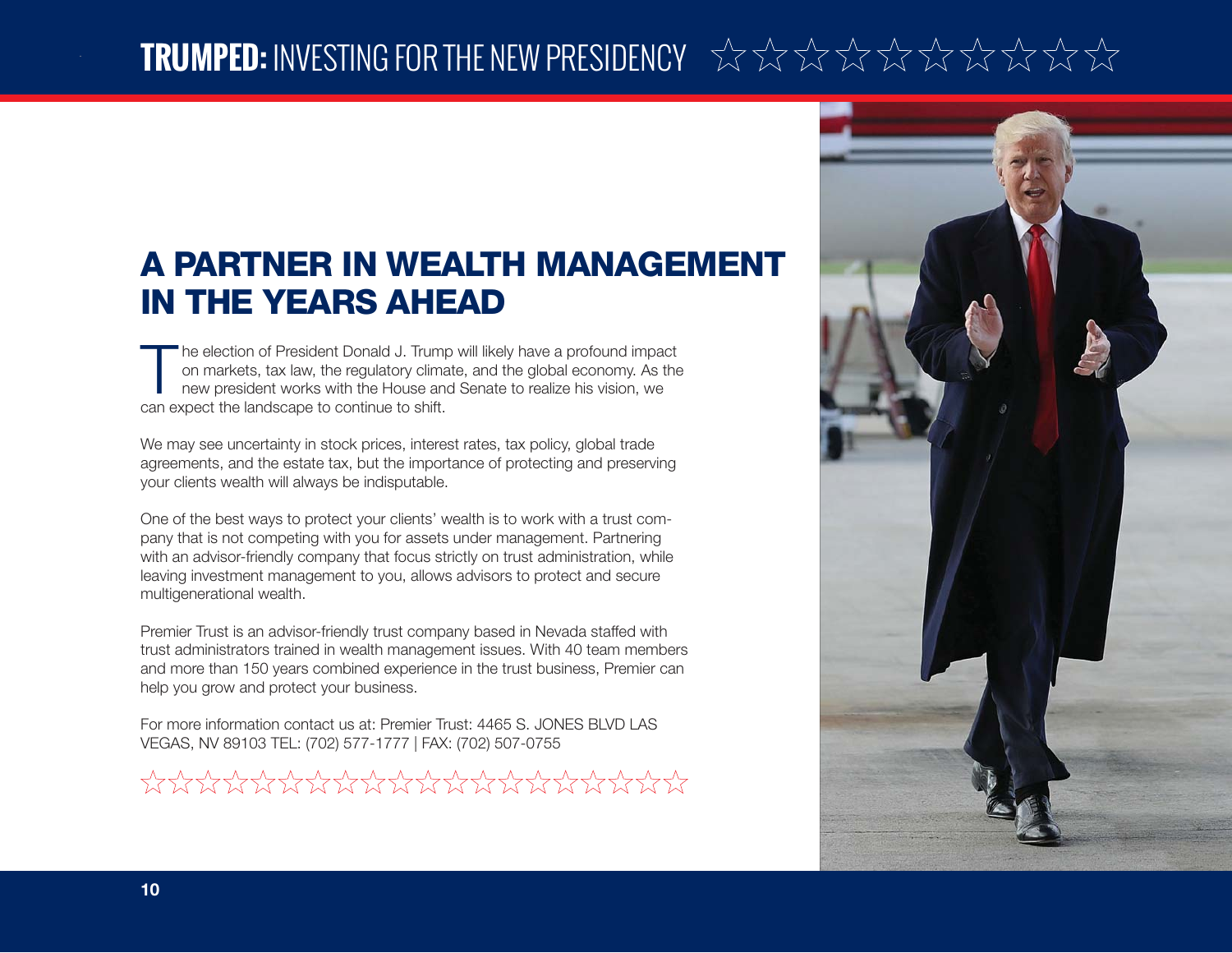## A PARTNER IN WEALTH MANAGEMENT IN THE YEARS AHEAD

The election of President Donald J. Trump will likely have a profound impact on markets, tax law, the regulatory climate, and the global economy. As the new president works with the House and Senate to realize his vision, we can expect the landscape to continue to shift.

We may see uncertainty in stock prices, interest rates, tax policy, global trade agreements, and the estate tax, but the importance of protecting and preserving your clients wealth will always be indisputable.

One of the best ways to protect your clients' wealth is to work with a trust company that is not competing with you for assets under management. Partnering with an advisor-friendly company that focus strictly on trust administration, while leaving investment management to you, allows advisors to protect and secure multigenerational wealth.

Premier Trust is an advisor-friendly trust company based in Nevada staffed with trust administrators trained in wealth management issues. With 40 team members and more than 150 years combined experience in the trust business, Premier can help you grow and protect your business.

For more information contact us at: Premier Trust: 4465 S. JONES BLVD LAS VEGAS, NV 89103 TEL: (702) 577-1777 | FAX: (702) 507-0755